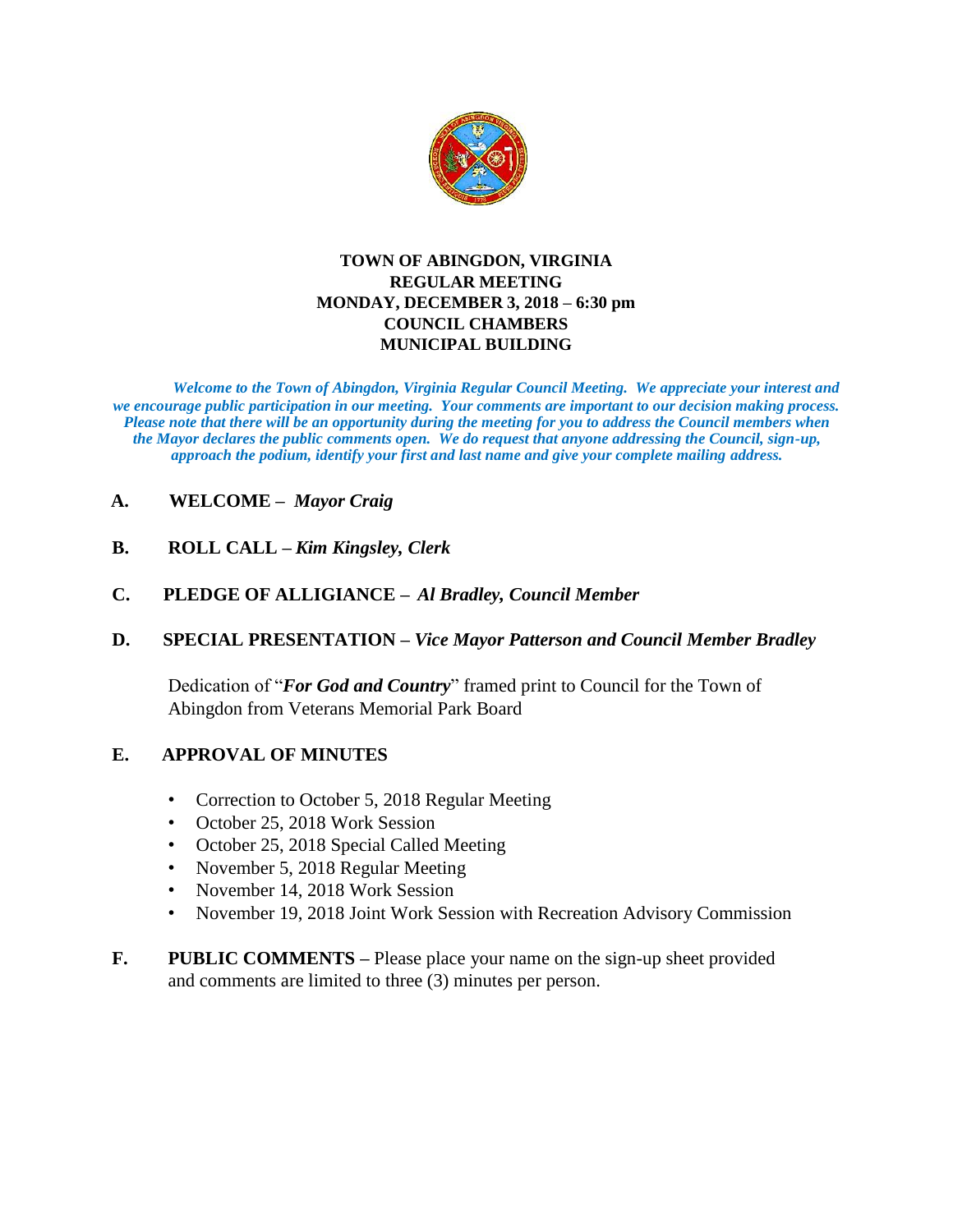# TOWN OF ABINGDON, VIRGINIA
## REGULAR MEETING
## MONDAY, DECEMBER 3, 2018 – 6:30 pm
## COUNCIL CHAMBERS
## MUNICIPAL BUILDING

***Welcome to the Town of Abingdon, Virginia Regular Council Meeting. We appreciate your interest and we encourage public participation in our meeting. Your comments are important to our decision making process. Please note that there will be an opportunity during the meeting for you to address the Council members when the Mayor declares the public comments open. We do request that anyone addressing the Council, sign-up, approach the podium, identify your first and last name and give your complete mailing address.***

**A. WELCOME –** ***Mayor Craig***

**B. ROLL CALL –** ***Kim Kingsley, Clerk***

**C. PLEDGE OF ALLIGIANCE –** ***Al Bradley, Council Member***

**D. SPECIAL PRESENTATION –** ***Vice Mayor Patterson and Council Member Bradley***

Dedication of "***For God and Country***" framed print to Council for the Town of Abingdon from Veterans Memorial Park Board

**E. APPROVAL OF MINUTES**

- Correction to October 5, 2018 Regular Meeting
- October 25, 2018 Work Session
- October 25, 2018 Special Called Meeting
- November 5, 2018 Regular Meeting
- November 14, 2018 Work Session
- November 19, 2018 Joint Work Session with Recreation Advisory Commission

**F. PUBLIC COMMENTS –** Please place your name on the sign-up sheet provided and comments are limited to three (3) minutes per person.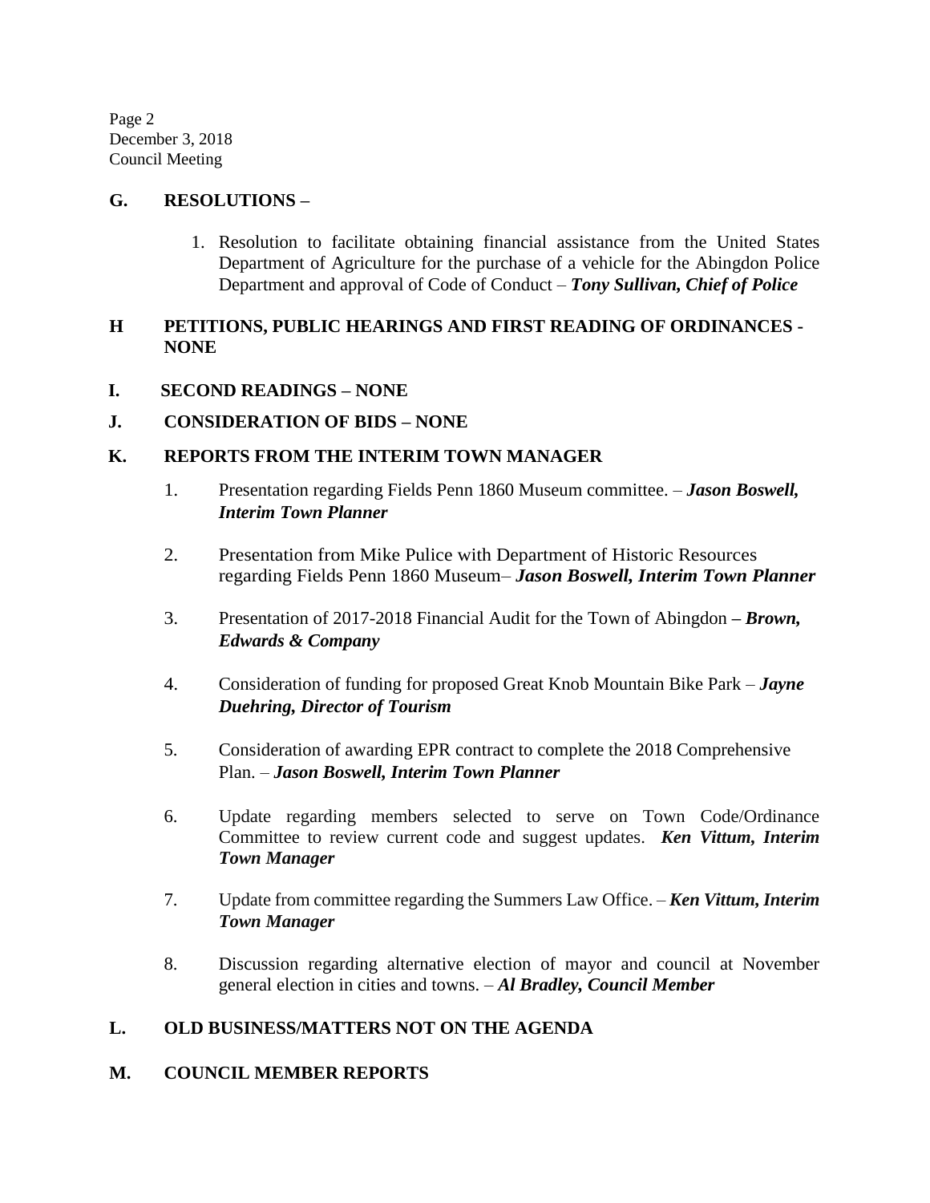## G. RESOLUTIONS –

1. Resolution to facilitate obtaining financial assistance from the United States Department of Agriculture for the purchase of a vehicle for the Abingdon Police Department and approval of Code of Conduct – ***Tony Sullivan, Chief of Police***

## H PETITIONS, PUBLIC HEARINGS AND FIRST READING OF ORDINANCES - NONE

## I. SECOND READINGS – NONE

## J. CONSIDERATION OF BIDS – NONE

## K. REPORTS FROM THE INTERIM TOWN MANAGER

1. Presentation regarding Fields Penn 1860 Museum committee. – ***Jason Boswell, Interim Town Planner***

2. Presentation from Mike Pulice with Department of Historic Resources regarding Fields Penn 1860 Museum– ***Jason Boswell, Interim Town Planner***

3. Presentation of 2017-2018 Financial Audit for the Town of Abingdon **–** ***Brown, Edwards & Company***

4. Consideration of funding for proposed Great Knob Mountain Bike Park – ***Jayne Duehring, Director of Tourism***

5. Consideration of awarding EPR contract to complete the 2018 Comprehensive Plan. – ***Jason Boswell, Interim Town Planner***

6. Update regarding members selected to serve on Town Code/Ordinance Committee to review current code and suggest updates. ***Ken Vittum, Interim Town Manager***

7. Update from committee regarding the Summers Law Office. – ***Ken Vittum, Interim Town Manager***

8. Discussion regarding alternative election of mayor and council at November general election in cities and towns. – ***Al Bradley, Council Member***

## L. OLD BUSINESS/MATTERS NOT ON THE AGENDA

## M. COUNCIL MEMBER REPORTS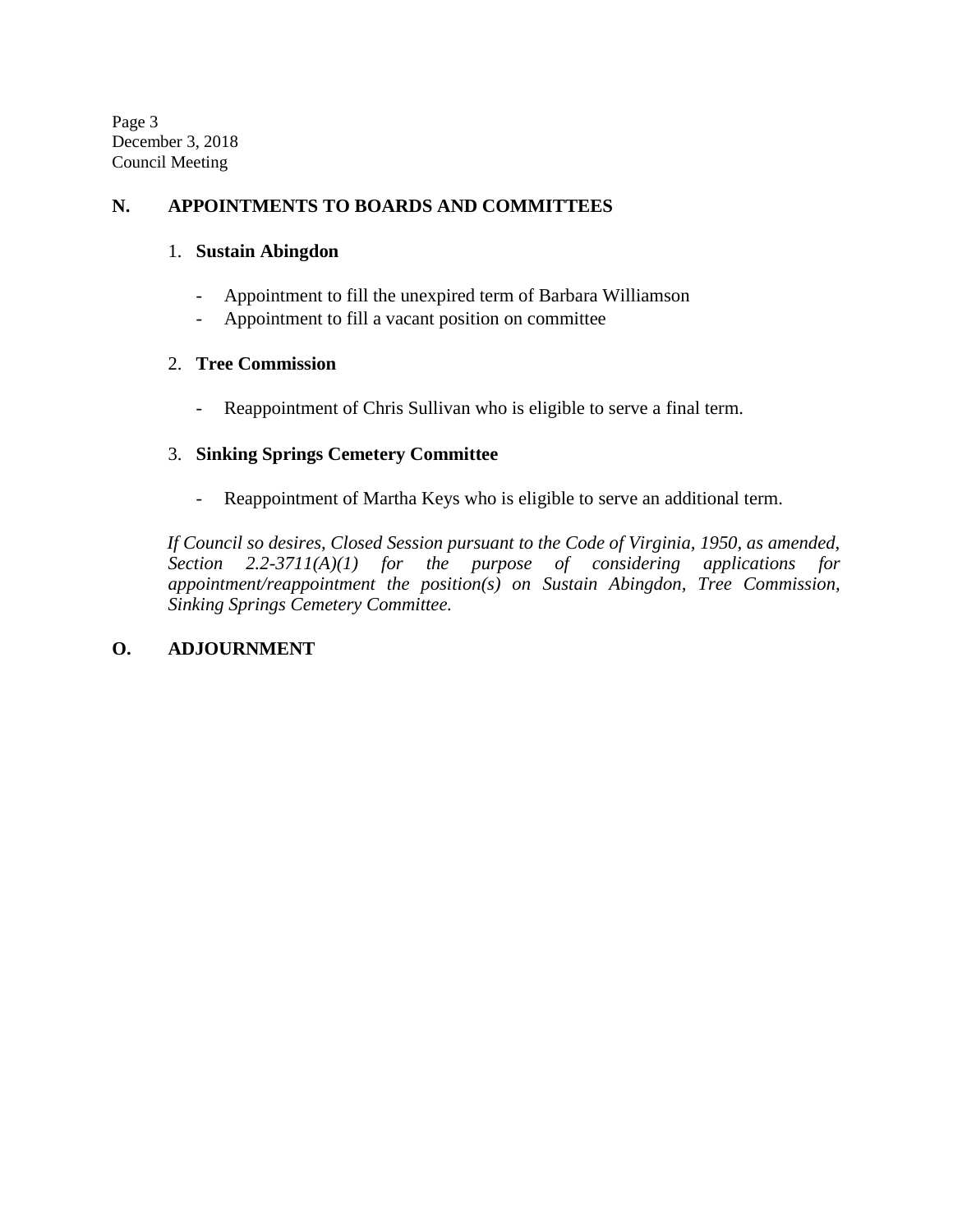## N. APPOINTMENTS TO BOARDS AND COMMITTEES

1. **Sustain Abingdon**

   - Appointment to fill the unexpired term of Barbara Williamson
   - Appointment to fill a vacant position on committee

2. **Tree Commission**

   - Reappointment of Chris Sullivan who is eligible to serve a final term.

3. **Sinking Springs Cemetery Committee**

   - Reappointment of Martha Keys who is eligible to serve an additional term.

*If Council so desires, Closed Session pursuant to the Code of Virginia, 1950, as amended, Section 2.2-3711(A)(1) for the purpose of considering applications for appointment/reappointment the position(s) on Sustain Abingdon, Tree Commission, Sinking Springs Cemetery Committee.*

## O. ADJOURNMENT